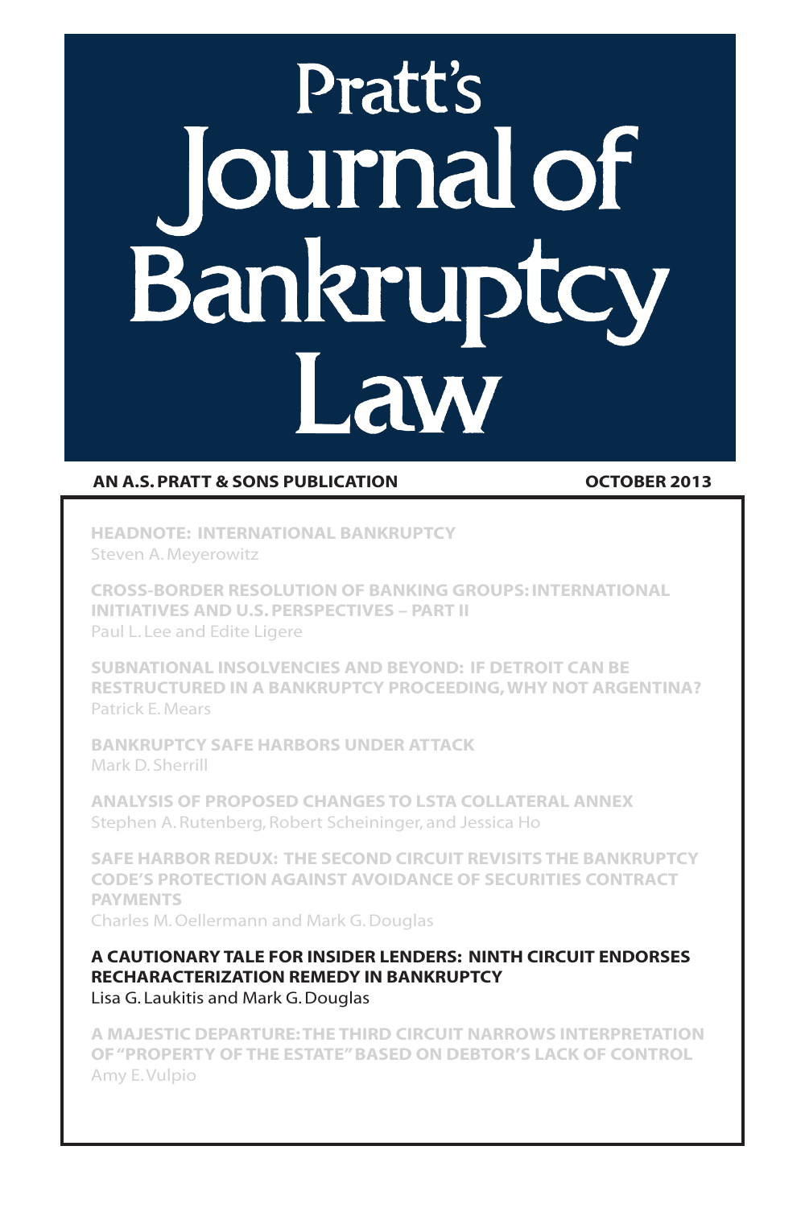# Pratt's Journal of Bankruptcy Law

**AN A.S. PRATT & SONS PUBLICATION** **OCTOBER 2013**

**HEADNOTE: INTERNATIONAL BANKRUPTCY**
Steven A. Meyerowitz

**CROSS-BORDER RESOLUTION OF BANKING GROUPS: INTERNATIONAL INITIATIVES AND U.S. PERSPECTIVES – PART II**
Paul L. Lee and Edite Ligere

**SUBNATIONAL INSOLVENCIES AND BEYOND: IF DETROIT CAN BE RESTRUCTURED IN A BANKRUPTCY PROCEEDING, WHY NOT ARGENTINA?**
Patrick E. Mears

**BANKRUPTCY SAFE HARBORS UNDER ATTACK**
Mark D. Sherrill

**ANALYSIS OF PROPOSED CHANGES TO LSTA COLLATERAL ANNEX**
Stephen A. Rutenberg, Robert Scheininger, and Jessica Ho

**SAFE HARBOR REDUX: THE SECOND CIRCUIT REVISITS THE BANKRUPTCY CODE'S PROTECTION AGAINST AVOIDANCE OF SECURITIES CONTRACT PAYMENTS**
Charles M. Oellermann and Mark G. Douglas

**A CAUTIONARY TALE FOR INSIDER LENDERS: NINTH CIRCUIT ENDORSES RECHARACTERIZATION REMEDY IN BANKRUPTCY**
Lisa G. Laukitis and Mark G. Douglas

**A MAJESTIC DEPARTURE: THE THIRD CIRCUIT NARROWS INTERPRETATION OF "PROPERTY OF THE ESTATE" BASED ON DEBTOR'S LACK OF CONTROL**
Amy E. Vulpio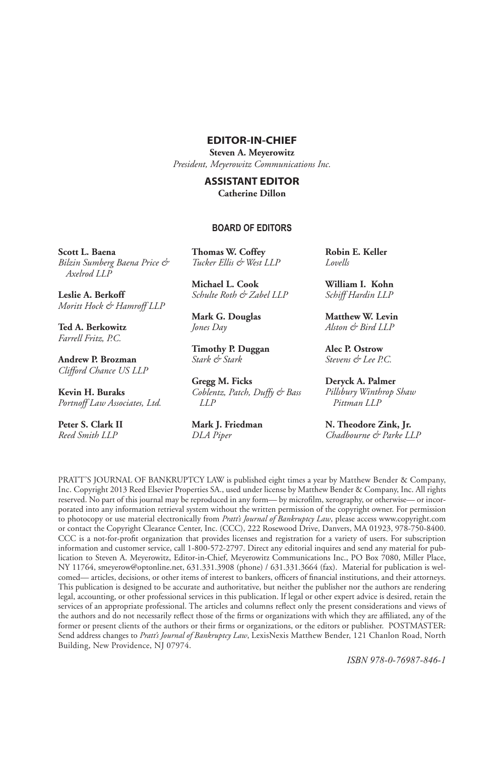## EDITOR-IN-CHIEF

**Steven A. Meyerowitz**
*President, Meyerowitz Communications Inc.*

## ASSISTANT EDITOR

**Catherine Dillon**

### BOARD OF EDITORS

**Scott L. Baena**
*Bilzin Sumberg Baena Price & Axelrod LLP*

**Leslie A. Berkoff**
*Moritt Hock & Hamroff LLP*

**Ted A. Berkowitz**
*Farrell Fritz, P.C.*

**Andrew P. Brozman**
*Clifford Chance US LLP*

**Kevin H. Buraks**
*Portnoff Law Associates, Ltd.*

**Peter S. Clark II**
*Reed Smith LLP*

**Thomas W. Coffey**
*Tucker Ellis & West LLP*

**Michael L. Cook**
*Schulte Roth & Zabel LLP*

**Mark G. Douglas**
*Jones Day*

**Timothy P. Duggan**
*Stark & Stark*

**Gregg M. Ficks**
*Coblentz, Patch, Duffy & Bass LLP*

**Mark J. Friedman**
*DLA Piper*

**Robin E. Keller**
*Lovells*

**William I. Kohn**
*Schiff Hardin LLP*

**Matthew W. Levin**
*Alston & Bird LLP*

**Alec P. Ostrow**
*Stevens & Lee P.C.*

**Deryck A. Palmer**
*Pillsbury Winthrop Shaw Pittman LLP*

**N. Theodore Zink, Jr.**
*Chadbourne & Parke LLP*

PRATT'S JOURNAL OF BANKRUPTCY LAW is published eight times a year by Matthew Bender & Company, Inc. Copyright 2013 Reed Elsevier Properties SA., used under license by Matthew Bender & Company, Inc. All rights reserved. No part of this journal may be reproduced in any form— by microfilm, xerography, or otherwise— or incorporated into any information retrieval system without the written permission of the copyright owner. For permission to photocopy or use material electronically from *Pratt's Journal of Bankruptcy Law*, please access www.copyright.com or contact the Copyright Clearance Center, Inc. (CCC), 222 Rosewood Drive, Danvers, MA 01923, 978-750-8400. CCC is a not-for-profit organization that provides licenses and registration for a variety of users. For subscription information and customer service, call 1-800-572-2797. Direct any editorial inquires and send any material for publication to Steven A. Meyerowitz, Editor-in-Chief, Meyerowitz Communications Inc., PO Box 7080, Miller Place, NY 11764, smeyerow@optonline.net, 631.331.3908 (phone) / 631.331.3664 (fax). Material for publication is welcomed— articles, decisions, or other items of interest to bankers, officers of financial institutions, and their attorneys. This publication is designed to be accurate and authoritative, but neither the publisher nor the authors are rendering legal, accounting, or other professional services in this publication. If legal or other expert advice is desired, retain the services of an appropriate professional. The articles and columns reflect only the present considerations and views of the authors and do not necessarily reflect those of the firms or organizations with which they are affiliated, any of the former or present clients of the authors or their firms or organizations, or the editors or publisher. POSTMASTER: Send address changes to *Pratt's Journal of Bankruptcy Law*, LexisNexis Matthew Bender, 121 Chanlon Road, North Building, New Providence, NJ 07974.

*ISBN 978-0-76987-846-1*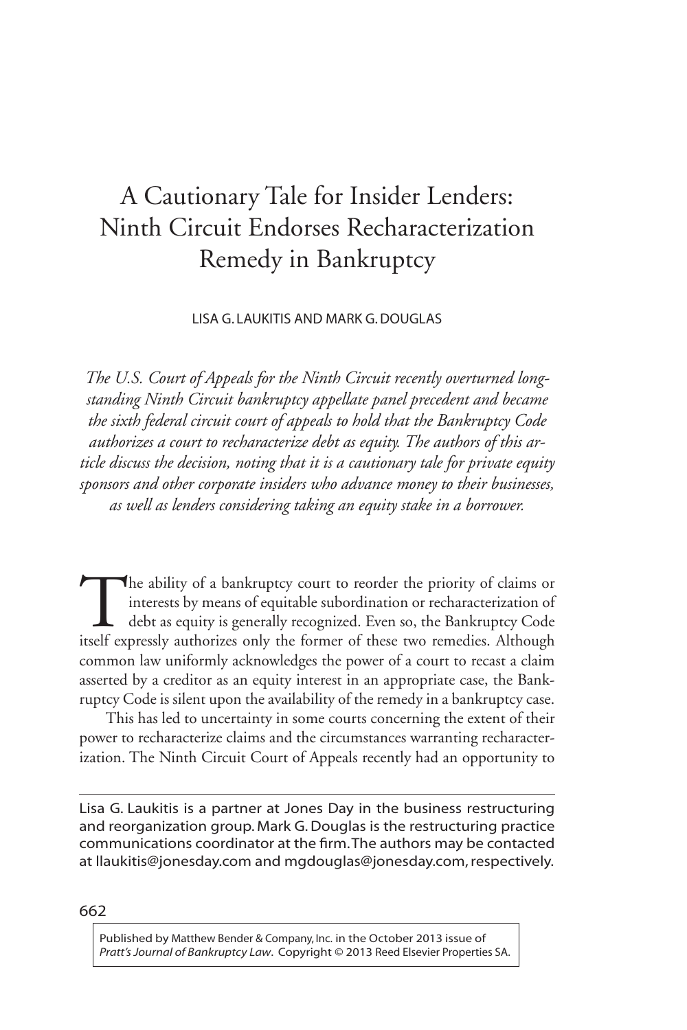# A Cautionary Tale for Insider Lenders: Ninth Circuit Endorses Recharacterization Remedy in Bankruptcy

LISA G. LAUKITIS AND MARK G. DOUGLAS

*The U.S. Court of Appeals for the Ninth Circuit recently overturned long-standing Ninth Circuit bankruptcy appellate panel precedent and became the sixth federal circuit court of appeals to hold that the Bankruptcy Code authorizes a court to recharacterize debt as equity. The authors of this article discuss the decision, noting that it is a cautionary tale for private equity sponsors and other corporate insiders who advance money to their businesses, as well as lenders considering taking an equity stake in a borrower.*

The ability of a bankruptcy court to reorder the priority of claims or interests by means of equitable subordination or recharacterization of debt as equity is generally recognized. Even so, the Bankruptcy Code itself expressly authorizes only the former of these two remedies. Although common law uniformly acknowledges the power of a court to recast a claim asserted by a creditor as an equity interest in an appropriate case, the Bankruptcy Code is silent upon the availability of the remedy in a bankruptcy case.

This has led to uncertainty in some courts concerning the extent of their power to recharacterize claims and the circumstances warranting recharacterization. The Ninth Circuit Court of Appeals recently had an opportunity to

Lisa G. Laukitis is a partner at Jones Day in the business restructuring and reorganization group. Mark G. Douglas is the restructuring practice communications coordinator at the firm. The authors may be contacted at llaukitis@jonesday.com and mgdouglas@jonesday.com, respectively.

Published by Matthew Bender & Company, Inc. in the October 2013 issue of *Pratt's Journal of Bankruptcy Law*. Copyright © 2013 Reed Elsevier Properties SA.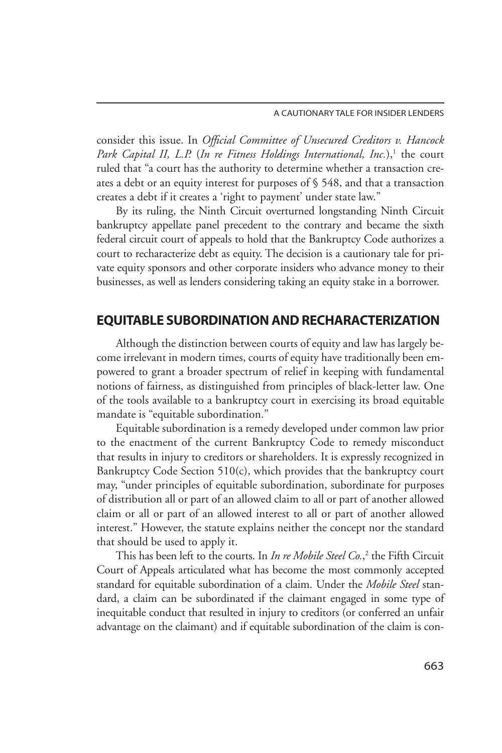consider this issue. In *Official Committee of Unsecured Creditors v. Hancock Park Capital II, L.P.* (*In re Fitness Holdings International, Inc.*),[1] the court ruled that "a court has the authority to determine whether a transaction creates a debt or an equity interest for purposes of § 548, and that a transaction creates a debt if it creates a 'right to payment' under state law."

By its ruling, the Ninth Circuit overturned longstanding Ninth Circuit bankruptcy appellate panel precedent to the contrary and became the sixth federal circuit court of appeals to hold that the Bankruptcy Code authorizes a court to recharacterize debt as equity. The decision is a cautionary tale for private equity sponsors and other corporate insiders who advance money to their businesses, as well as lenders considering taking an equity stake in a borrower.

## EQUITABLE SUBORDINATION AND RECHARACTERIZATION

Although the distinction between courts of equity and law has largely become irrelevant in modern times, courts of equity have traditionally been empowered to grant a broader spectrum of relief in keeping with fundamental notions of fairness, as distinguished from principles of black-letter law. One of the tools available to a bankruptcy court in exercising its broad equitable mandate is "equitable subordination."

Equitable subordination is a remedy developed under common law prior to the enactment of the current Bankruptcy Code to remedy misconduct that results in injury to creditors or shareholders. It is expressly recognized in Bankruptcy Code Section 510(c), which provides that the bankruptcy court may, "under principles of equitable subordination, subordinate for purposes of distribution all or part of an allowed claim to all or part of another allowed claim or all or part of an allowed interest to all or part of another allowed interest." However, the statute explains neither the concept nor the standard that should be used to apply it.

This has been left to the courts. In *In re Mobile Steel Co.*,[2] the Fifth Circuit Court of Appeals articulated what has become the most commonly accepted standard for equitable subordination of a claim. Under the *Mobile Steel* standard, a claim can be subordinated if the claimant engaged in some type of inequitable conduct that resulted in injury to creditors (or conferred an unfair advantage on the claimant) and if equitable subordination of the claim is con-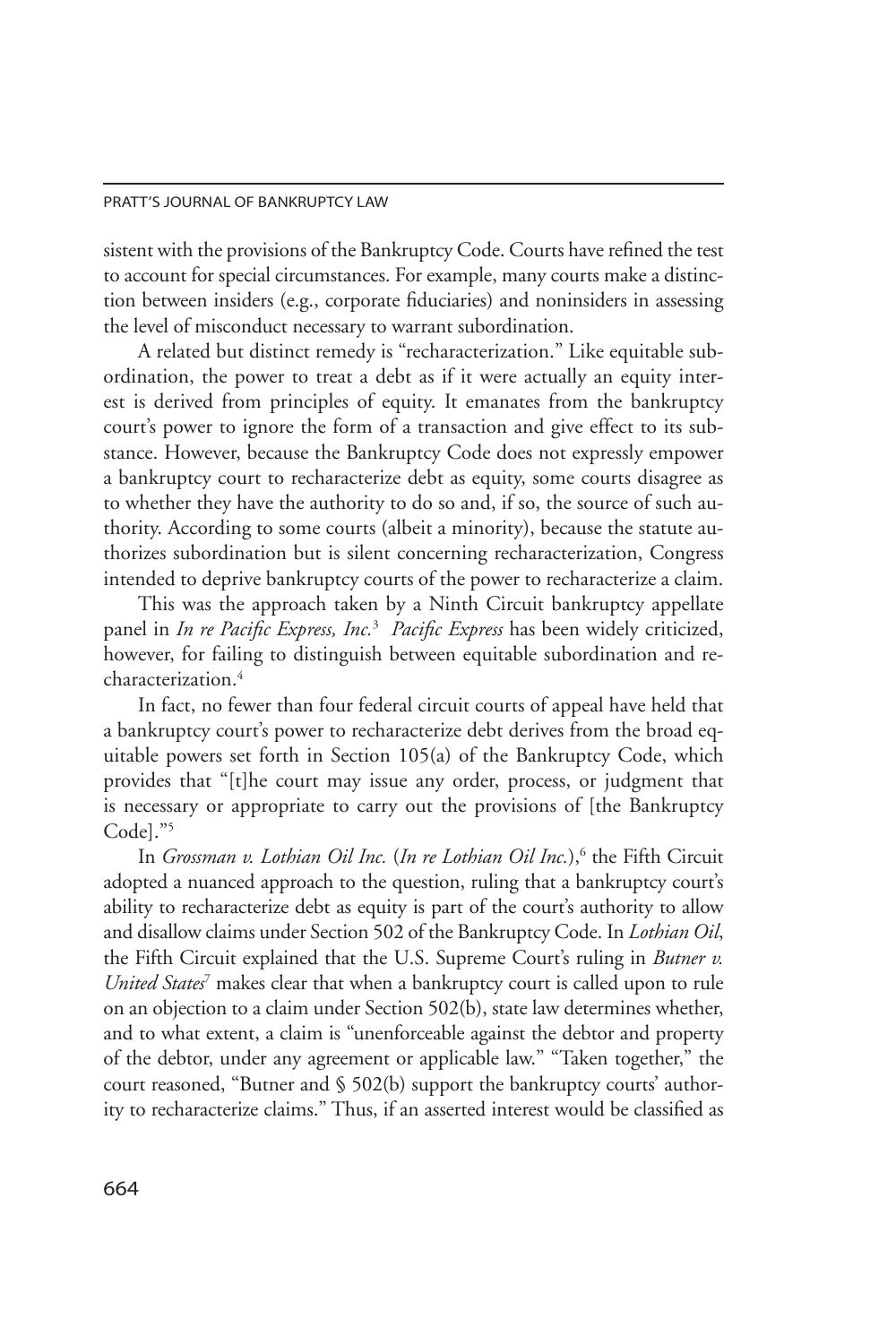sistent with the provisions of the Bankruptcy Code. Courts have refined the test to account for special circumstances. For example, many courts make a distinction between insiders (e.g., corporate fiduciaries) and noninsiders in assessing the level of misconduct necessary to warrant subordination.

A related but distinct remedy is "recharacterization." Like equitable subordination, the power to treat a debt as if it were actually an equity interest is derived from principles of equity. It emanates from the bankruptcy court's power to ignore the form of a transaction and give effect to its substance. However, because the Bankruptcy Code does not expressly empower a bankruptcy court to recharacterize debt as equity, some courts disagree as to whether they have the authority to do so and, if so, the source of such authority. According to some courts (albeit a minority), because the statute authorizes subordination but is silent concerning recharacterization, Congress intended to deprive bankruptcy courts of the power to recharacterize a claim.

This was the approach taken by a Ninth Circuit bankruptcy appellate panel in *In re Pacific Express, Inc.*[3] *Pacific Express* has been widely criticized, however, for failing to distinguish between equitable subordination and recharacterization.[4]

In fact, no fewer than four federal circuit courts of appeal have held that a bankruptcy court's power to recharacterize debt derives from the broad equitable powers set forth in Section 105(a) of the Bankruptcy Code, which provides that "[t]he court may issue any order, process, or judgment that is necessary or appropriate to carry out the provisions of [the Bankruptcy Code]."[5]

In *Grossman v. Lothian Oil Inc.* (*In re Lothian Oil Inc.*),[6] the Fifth Circuit adopted a nuanced approach to the question, ruling that a bankruptcy court's ability to recharacterize debt as equity is part of the court's authority to allow and disallow claims under Section 502 of the Bankruptcy Code. In *Lothian Oil*, the Fifth Circuit explained that the U.S. Supreme Court's ruling in *Butner v. United States*[7] makes clear that when a bankruptcy court is called upon to rule on an objection to a claim under Section 502(b), state law determines whether, and to what extent, a claim is "unenforceable against the debtor and property of the debtor, under any agreement or applicable law." "Taken together," the court reasoned, "Butner and § 502(b) support the bankruptcy courts' authority to recharacterize claims." Thus, if an asserted interest would be classified as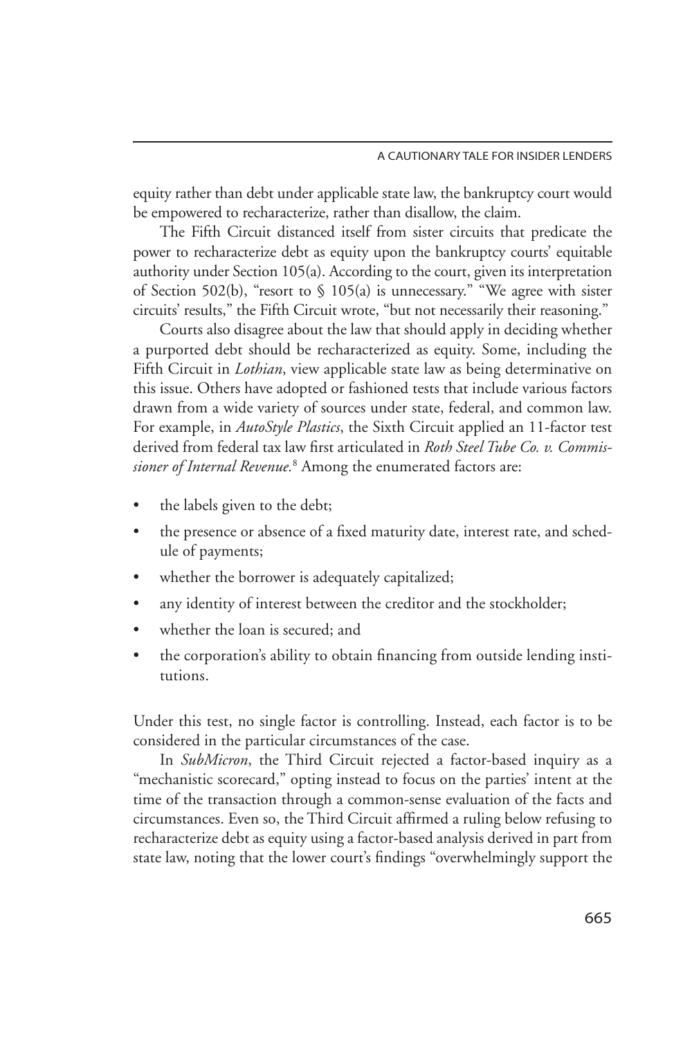equity rather than debt under applicable state law, the bankruptcy court would be empowered to recharacterize, rather than disallow, the claim.

The Fifth Circuit distanced itself from sister circuits that predicate the power to recharacterize debt as equity upon the bankruptcy courts' equitable authority under Section 105(a). According to the court, given its interpretation of Section 502(b), "resort to § 105(a) is unnecessary." "We agree with sister circuits' results," the Fifth Circuit wrote, "but not necessarily their reasoning."

Courts also disagree about the law that should apply in deciding whether a purported debt should be recharacterized as equity. Some, including the Fifth Circuit in *Lothian*, view applicable state law as being determinative on this issue. Others have adopted or fashioned tests that include various factors drawn from a wide variety of sources under state, federal, and common law. For example, in *AutoStyle Plastics*, the Sixth Circuit applied an 11-factor test derived from federal tax law first articulated in *Roth Steel Tube Co. v. Commissioner of Internal Revenue.*[8] Among the enumerated factors are:

- the labels given to the debt;
- the presence or absence of a fixed maturity date, interest rate, and schedule of payments;
- whether the borrower is adequately capitalized;
- any identity of interest between the creditor and the stockholder;
- whether the loan is secured; and
- the corporation's ability to obtain financing from outside lending institutions.

Under this test, no single factor is controlling. Instead, each factor is to be considered in the particular circumstances of the case.

In *SubMicron*, the Third Circuit rejected a factor-based inquiry as a "mechanistic scorecard," opting instead to focus on the parties' intent at the time of the transaction through a common-sense evaluation of the facts and circumstances. Even so, the Third Circuit affirmed a ruling below refusing to recharacterize debt as equity using a factor-based analysis derived in part from state law, noting that the lower court's findings "overwhelmingly support the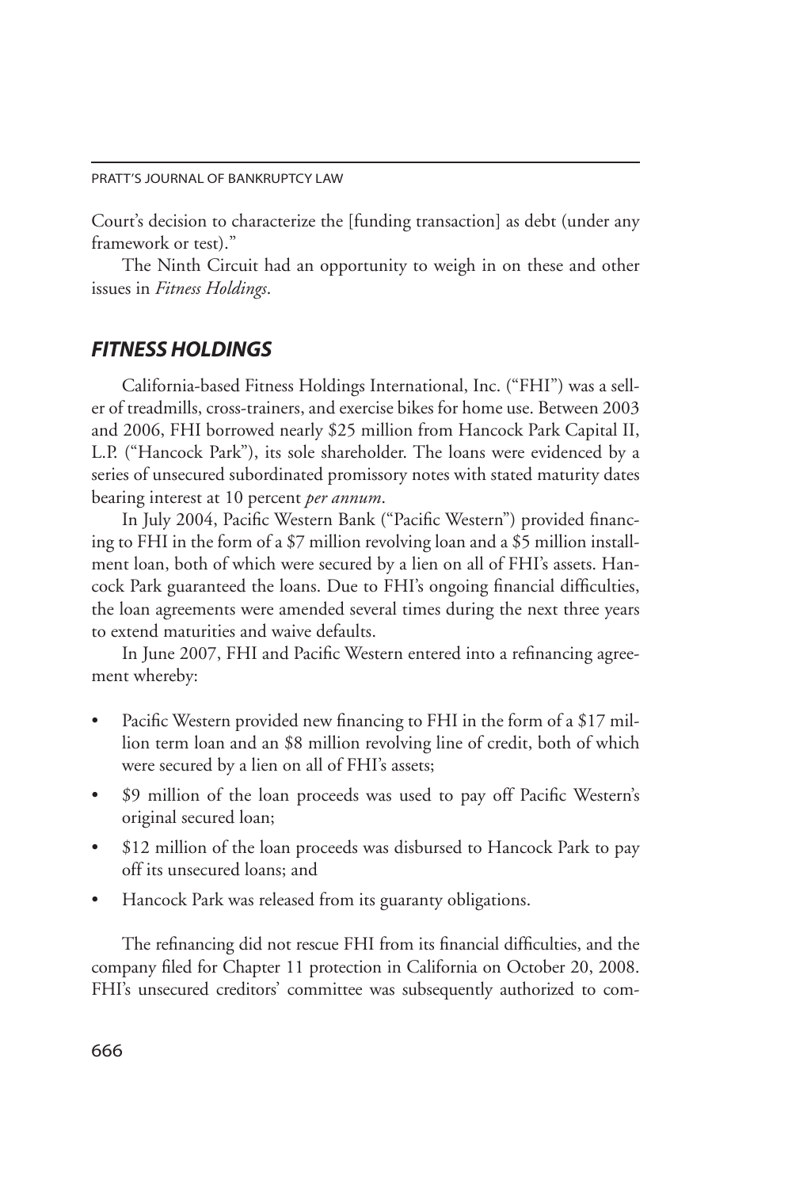Court's decision to characterize the [funding transaction] as debt (under any framework or test)."

The Ninth Circuit had an opportunity to weigh in on these and other issues in *Fitness Holdings*.

## *FITNESS HOLDINGS*

California-based Fitness Holdings International, Inc. ("FHI") was a seller of treadmills, cross-trainers, and exercise bikes for home use. Between 2003 and 2006, FHI borrowed nearly $25 million from Hancock Park Capital II, L.P. ("Hancock Park"), its sole shareholder. The loans were evidenced by a series of unsecured subordinated promissory notes with stated maturity dates bearing interest at 10 percent *per annum*.

In July 2004, Pacific Western Bank ("Pacific Western") provided financing to FHI in the form of a $7 million revolving loan and a $5 million installment loan, both of which were secured by a lien on all of FHI's assets. Hancock Park guaranteed the loans. Due to FHI's ongoing financial difficulties, the loan agreements were amended several times during the next three years to extend maturities and waive defaults.

In June 2007, FHI and Pacific Western entered into a refinancing agreement whereby:

- Pacific Western provided new financing to FHI in the form of a $17 million term loan and an $8 million revolving line of credit, both of which were secured by a lien on all of FHI's assets;
- $9 million of the loan proceeds was used to pay off Pacific Western's original secured loan;
- $12 million of the loan proceeds was disbursed to Hancock Park to pay off its unsecured loans; and
- Hancock Park was released from its guaranty obligations.

The refinancing did not rescue FHI from its financial difficulties, and the company filed for Chapter 11 protection in California on October 20, 2008. FHI's unsecured creditors' committee was subsequently authorized to com-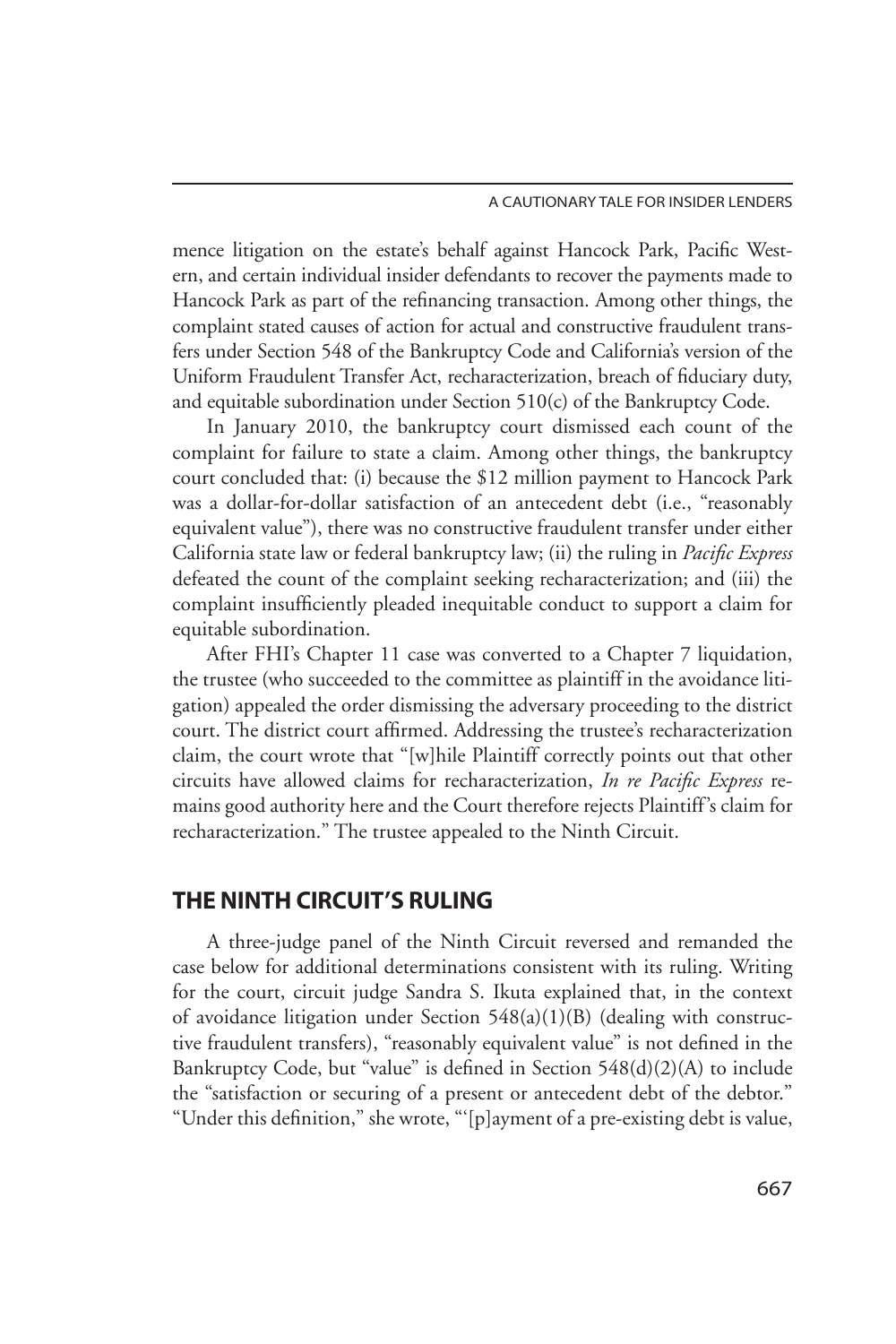mence litigation on the estate's behalf against Hancock Park, Pacific Western, and certain individual insider defendants to recover the payments made to Hancock Park as part of the refinancing transaction. Among other things, the complaint stated causes of action for actual and constructive fraudulent transfers under Section 548 of the Bankruptcy Code and California's version of the Uniform Fraudulent Transfer Act, recharacterization, breach of fiduciary duty, and equitable subordination under Section 510(c) of the Bankruptcy Code.

In January 2010, the bankruptcy court dismissed each count of the complaint for failure to state a claim. Among other things, the bankruptcy court concluded that: (i) because the $12 million payment to Hancock Park was a dollar-for-dollar satisfaction of an antecedent debt (i.e., "reasonably equivalent value"), there was no constructive fraudulent transfer under either California state law or federal bankruptcy law; (ii) the ruling in *Pacific Express* defeated the count of the complaint seeking recharacterization; and (iii) the complaint insufficiently pleaded inequitable conduct to support a claim for equitable subordination.

After FHI's Chapter 11 case was converted to a Chapter 7 liquidation, the trustee (who succeeded to the committee as plaintiff in the avoidance litigation) appealed the order dismissing the adversary proceeding to the district court. The district court affirmed. Addressing the trustee's recharacterization claim, the court wrote that "[w]hile Plaintiff correctly points out that other circuits have allowed claims for recharacterization, *In re Pacific Express* remains good authority here and the Court therefore rejects Plaintiff's claim for recharacterization." The trustee appealed to the Ninth Circuit.

## THE NINTH CIRCUIT'S RULING

A three-judge panel of the Ninth Circuit reversed and remanded the case below for additional determinations consistent with its ruling. Writing for the court, circuit judge Sandra S. Ikuta explained that, in the context of avoidance litigation under Section 548(a)(1)(B) (dealing with constructive fraudulent transfers), "reasonably equivalent value" is not defined in the Bankruptcy Code, but "value" is defined in Section 548(d)(2)(A) to include the "satisfaction or securing of a present or antecedent debt of the debtor." "Under this definition," she wrote, "'[p]ayment of a pre-existing debt is value,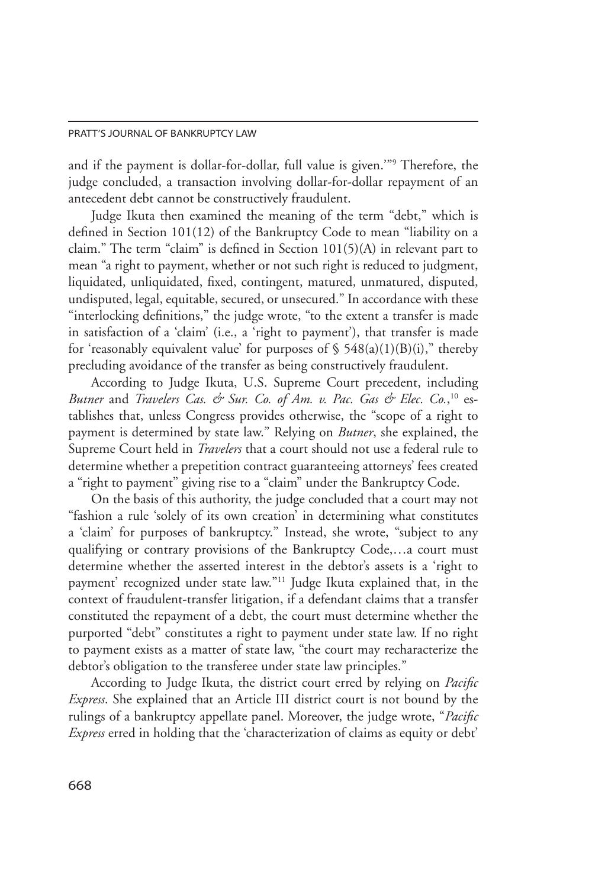and if the payment is dollar-for-dollar, full value is given.'"[9] Therefore, the judge concluded, a transaction involving dollar-for-dollar repayment of an antecedent debt cannot be constructively fraudulent.

Judge Ikuta then examined the meaning of the term "debt," which is defined in Section 101(12) of the Bankruptcy Code to mean "liability on a claim." The term "claim" is defined in Section 101(5)(A) in relevant part to mean "a right to payment, whether or not such right is reduced to judgment, liquidated, unliquidated, fixed, contingent, matured, unmatured, disputed, undisputed, legal, equitable, secured, or unsecured." In accordance with these "interlocking definitions," the judge wrote, "to the extent a transfer is made in satisfaction of a 'claim' (i.e., a 'right to payment'), that transfer is made for 'reasonably equivalent value' for purposes of § 548(a)(1)(B)(i)," thereby precluding avoidance of the transfer as being constructively fraudulent.

According to Judge Ikuta, U.S. Supreme Court precedent, including *Butner* and *Travelers Cas. & Sur. Co. of Am. v. Pac. Gas & Elec. Co.*,[10] establishes that, unless Congress provides otherwise, the "scope of a right to payment is determined by state law." Relying on *Butner*, she explained, the Supreme Court held in *Travelers* that a court should not use a federal rule to determine whether a prepetition contract guaranteeing attorneys' fees created a "right to payment" giving rise to a "claim" under the Bankruptcy Code.

On the basis of this authority, the judge concluded that a court may not "fashion a rule 'solely of its own creation' in determining what constitutes a 'claim' for purposes of bankruptcy." Instead, she wrote, "subject to any qualifying or contrary provisions of the Bankruptcy Code,…a court must determine whether the asserted interest in the debtor's assets is a 'right to payment' recognized under state law."[11] Judge Ikuta explained that, in the context of fraudulent-transfer litigation, if a defendant claims that a transfer constituted the repayment of a debt, the court must determine whether the purported "debt" constitutes a right to payment under state law. If no right to payment exists as a matter of state law, "the court may recharacterize the debtor's obligation to the transferee under state law principles."

According to Judge Ikuta, the district court erred by relying on *Pacific Express*. She explained that an Article III district court is not bound by the rulings of a bankruptcy appellate panel. Moreover, the judge wrote, "*Pacific Express* erred in holding that the 'characterization of claims as equity or debt'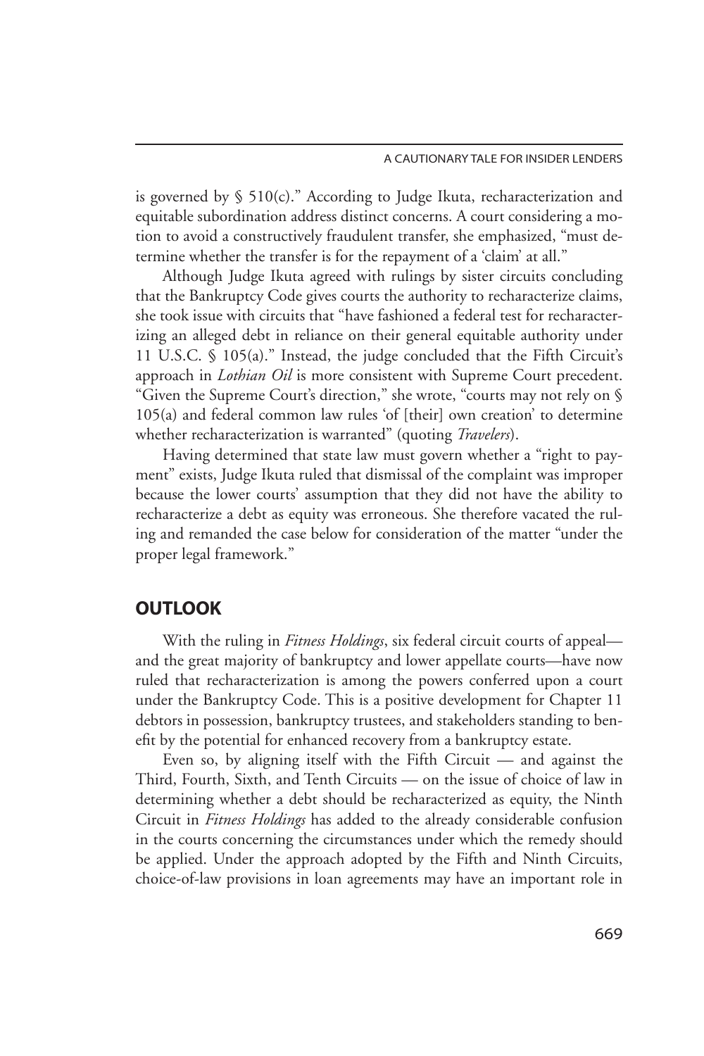is governed by § 510(c)." According to Judge Ikuta, recharacterization and equitable subordination address distinct concerns. A court considering a motion to avoid a constructively fraudulent transfer, she emphasized, "must determine whether the transfer is for the repayment of a 'claim' at all."

Although Judge Ikuta agreed with rulings by sister circuits concluding that the Bankruptcy Code gives courts the authority to recharacterize claims, she took issue with circuits that "have fashioned a federal test for recharacterizing an alleged debt in reliance on their general equitable authority under 11 U.S.C. § 105(a)." Instead, the judge concluded that the Fifth Circuit's approach in *Lothian Oil* is more consistent with Supreme Court precedent. "Given the Supreme Court's direction," she wrote, "courts may not rely on § 105(a) and federal common law rules 'of [their] own creation' to determine whether recharacterization is warranted" (quoting *Travelers*).

Having determined that state law must govern whether a "right to payment" exists, Judge Ikuta ruled that dismissal of the complaint was improper because the lower courts' assumption that they did not have the ability to recharacterize a debt as equity was erroneous. She therefore vacated the ruling and remanded the case below for consideration of the matter "under the proper legal framework."

## OUTLOOK

With the ruling in *Fitness Holdings*, six federal circuit courts of appeal—and the great majority of bankruptcy and lower appellate courts—have now ruled that recharacterization is among the powers conferred upon a court under the Bankruptcy Code. This is a positive development for Chapter 11 debtors in possession, bankruptcy trustees, and stakeholders standing to benefit by the potential for enhanced recovery from a bankruptcy estate.

Even so, by aligning itself with the Fifth Circuit — and against the Third, Fourth, Sixth, and Tenth Circuits — on the issue of choice of law in determining whether a debt should be recharacterized as equity, the Ninth Circuit in *Fitness Holdings* has added to the already considerable confusion in the courts concerning the circumstances under which the remedy should be applied. Under the approach adopted by the Fifth and Ninth Circuits, choice-of-law provisions in loan agreements may have an important role in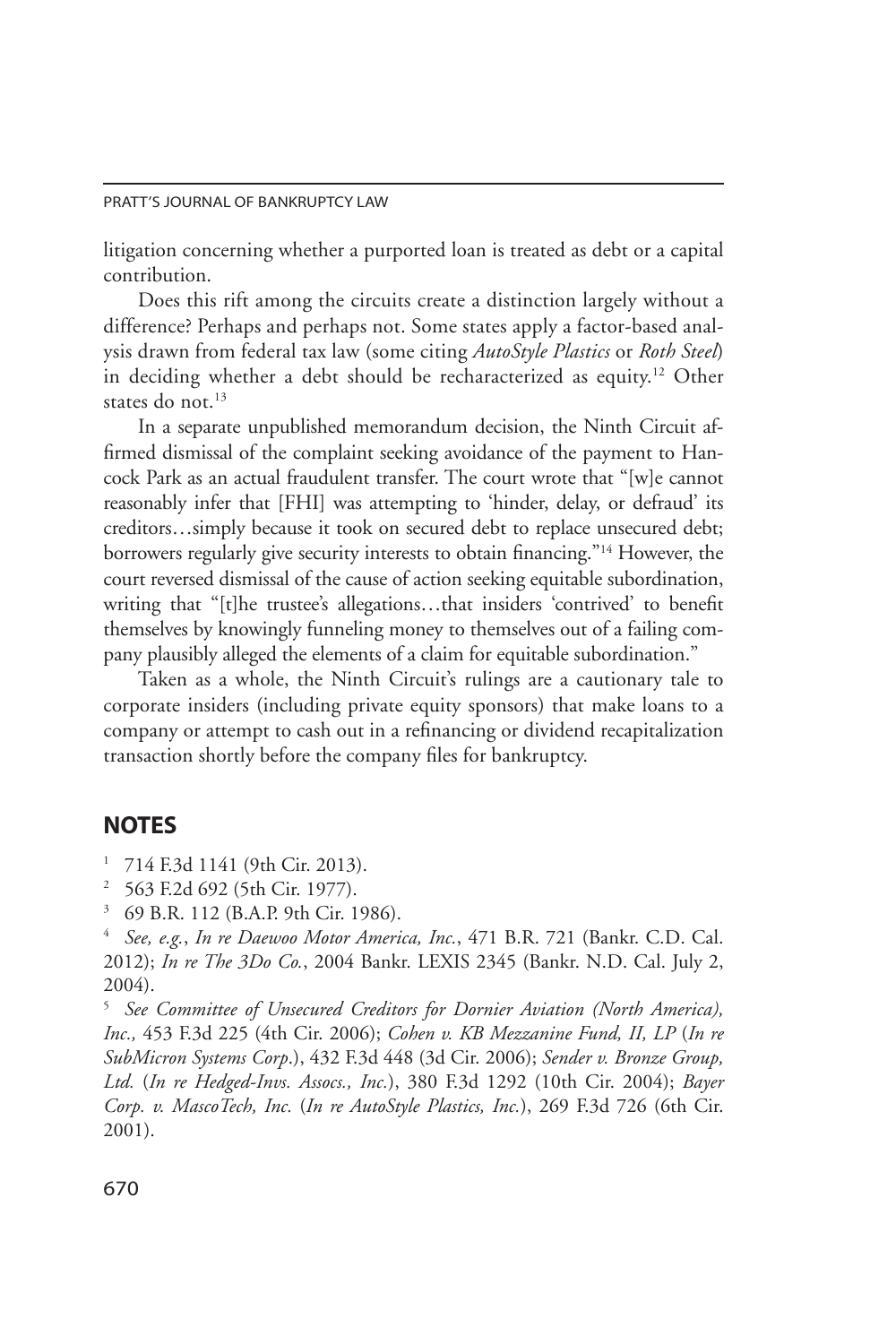litigation concerning whether a purported loan is treated as debt or a capital contribution.

Does this rift among the circuits create a distinction largely without a difference? Perhaps and perhaps not. Some states apply a factor-based analysis drawn from federal tax law (some citing *AutoStyle Plastics* or *Roth Steel*) in deciding whether a debt should be recharacterized as equity.[12] Other states do not.[13]

In a separate unpublished memorandum decision, the Ninth Circuit affirmed dismissal of the complaint seeking avoidance of the payment to Hancock Park as an actual fraudulent transfer. The court wrote that "[w]e cannot reasonably infer that [FHI] was attempting to 'hinder, delay, or defraud' its creditors…simply because it took on secured debt to replace unsecured debt; borrowers regularly give security interests to obtain financing."[14] However, the court reversed dismissal of the cause of action seeking equitable subordination, writing that "[t]he trustee's allegations…that insiders 'contrived' to benefit themselves by knowingly funneling money to themselves out of a failing company plausibly alleged the elements of a claim for equitable subordination."

Taken as a whole, the Ninth Circuit's rulings are a cautionary tale to corporate insiders (including private equity sponsors) that make loans to a company or attempt to cash out in a refinancing or dividend recapitalization transaction shortly before the company files for bankruptcy.

## NOTES

[1] 714 F.3d 1141 (9th Cir. 2013).

[2] 563 F.2d 692 (5th Cir. 1977).

[3] 69 B.R. 112 (B.A.P. 9th Cir. 1986).

[4] *See, e.g.*, *In re Daewoo Motor America, Inc.*, 471 B.R. 721 (Bankr. C.D. Cal. 2012); *In re The 3Do Co.*, 2004 Bankr. LEXIS 2345 (Bankr. N.D. Cal. July 2, 2004).

[5] *See Committee of Unsecured Creditors for Dornier Aviation (North America), Inc.,* 453 F.3d 225 (4th Cir. 2006); *Cohen v. KB Mezzanine Fund, II, LP* (*In re SubMicron Systems Corp*.), 432 F.3d 448 (3d Cir. 2006); *Sender v. Bronze Group, Ltd.* (*In re Hedged-Invs. Assocs., Inc.*), 380 F.3d 1292 (10th Cir. 2004); *Bayer Corp. v. MascoTech, Inc.* (*In re AutoStyle Plastics, Inc.*), 269 F.3d 726 (6th Cir. 2001).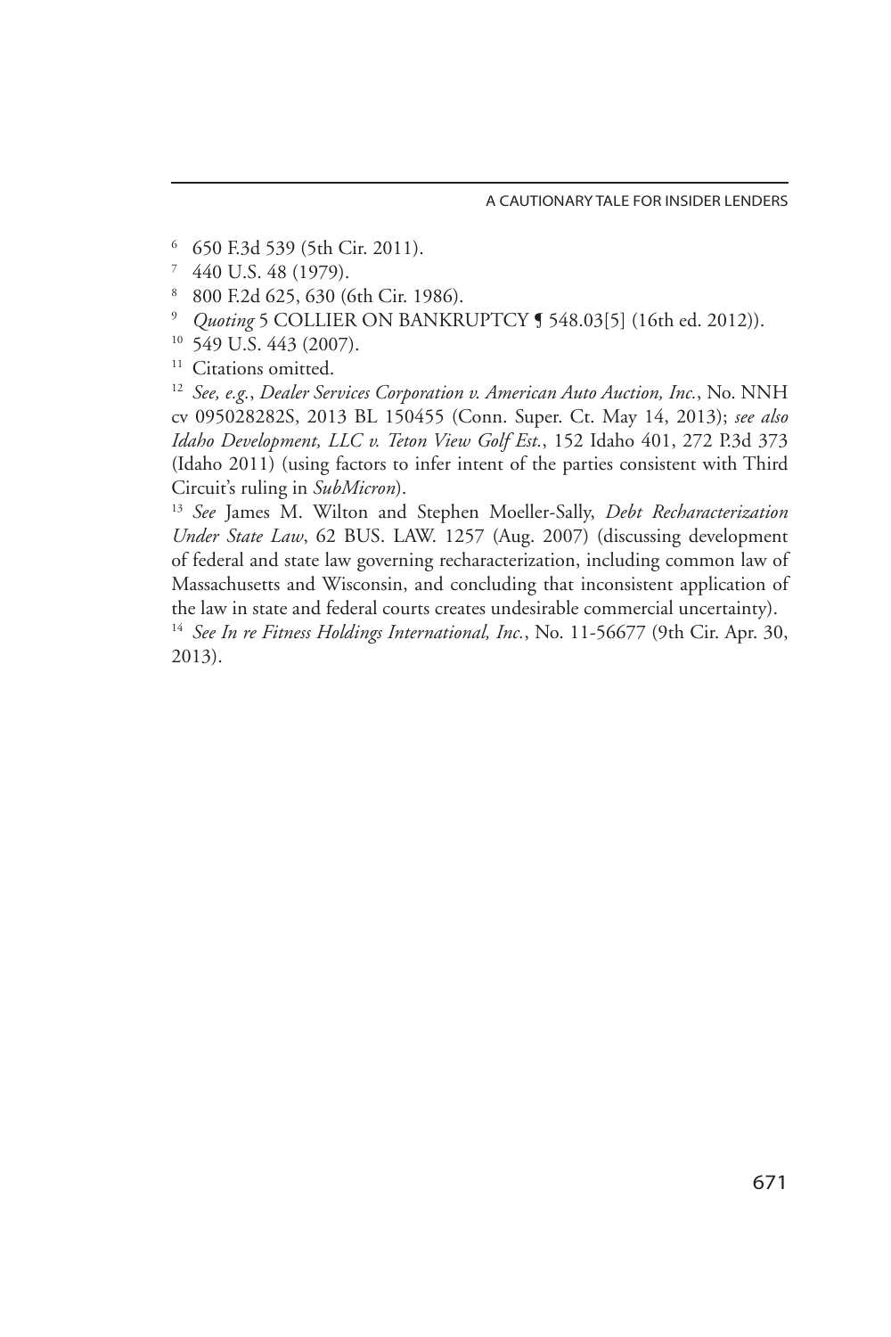[6] 650 F.3d 539 (5th Cir. 2011).

[7] 440 U.S. 48 (1979).

[8] 800 F.2d 625, 630 (6th Cir. 1986).

[9] *Quoting* 5 COLLIER ON BANKRUPTCY ¶ 548.03[5] (16th ed. 2012)).

[10] 549 U.S. 443 (2007).

[11] Citations omitted.

[12] *See, e.g.*, *Dealer Services Corporation v. American Auto Auction, Inc.*, No. NNH cv 095028282S, 2013 BL 150455 (Conn. Super. Ct. May 14, 2013); *see also Idaho Development, LLC v. Teton View Golf Est.*, 152 Idaho 401, 272 P.3d 373 (Idaho 2011) (using factors to infer intent of the parties consistent with Third Circuit's ruling in *SubMicron*).

[13] *See* James M. Wilton and Stephen Moeller-Sally, *Debt Recharacterization Under State Law*, 62 BUS. LAW. 1257 (Aug. 2007) (discussing development of federal and state law governing recharacterization, including common law of Massachusetts and Wisconsin, and concluding that inconsistent application of the law in state and federal courts creates undesirable commercial uncertainty).

[14] *See In re Fitness Holdings International, Inc.*, No. 11-56677 (9th Cir. Apr. 30, 2013).